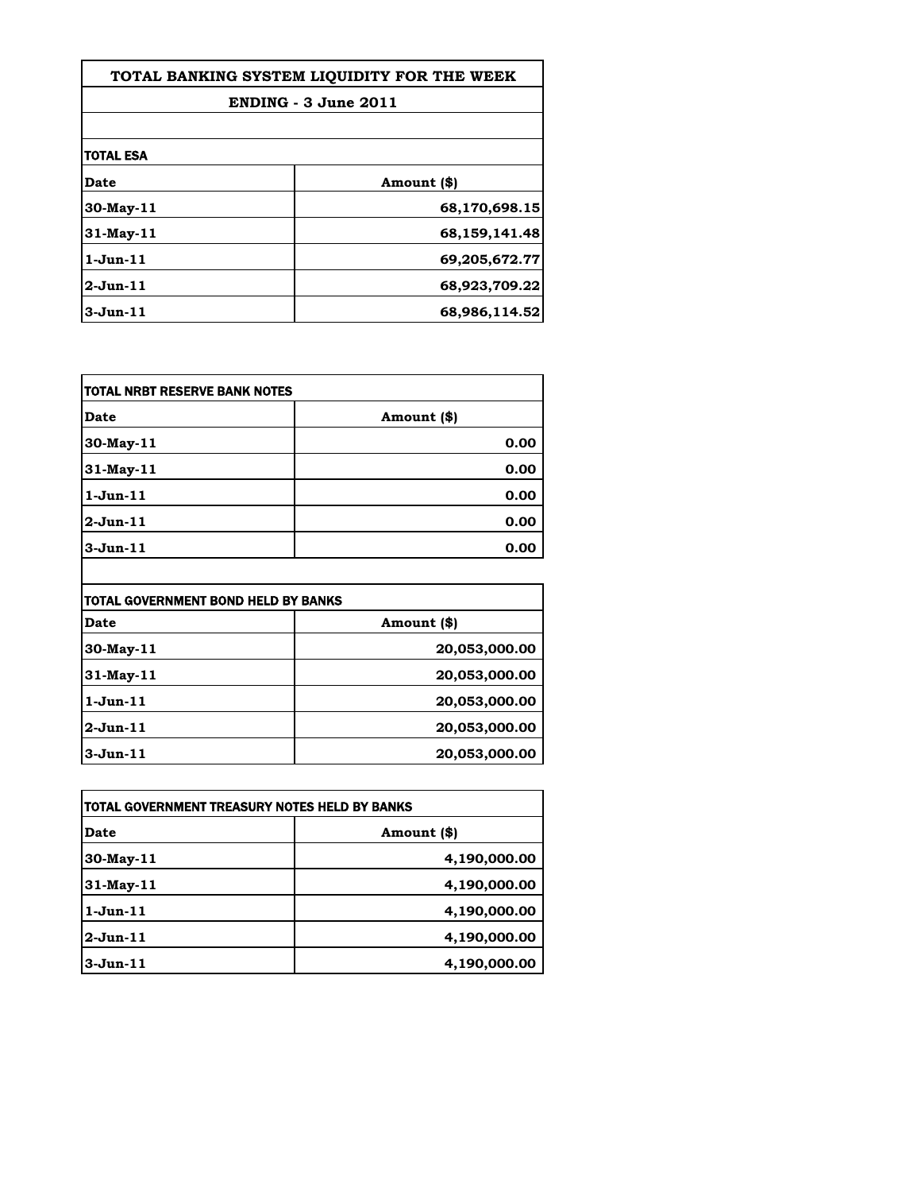# TOTAL BANKING SYSTEM LIQUIDITY FOR THE WEEK

## ENDING - 3 June 2011

### TOTAL ESA

| Date | Amount ($) |
|---|---|
| 30-May-11 | 68,170,698.15 |
| 31-May-11 | 68,159,141.48 |
| 1-Jun-11 | 69,205,672.77 |
| 2-Jun-11 | 68,923,709.22 |
| 3-Jun-11 | 68,986,114.52 |

### TOTAL NRBT RESERVE BANK NOTES

| Date | Amount ($) |
|---|---|
| 30-May-11 | 0.00 |
| 31-May-11 | 0.00 |
| 1-Jun-11 | 0.00 |
| 2-Jun-11 | 0.00 |
| 3-Jun-11 | 0.00 |

### TOTAL GOVERNMENT BOND HELD BY BANKS

| Date | Amount ($) |
|---|---|
| 30-May-11 | 20,053,000.00 |
| 31-May-11 | 20,053,000.00 |
| 1-Jun-11 | 20,053,000.00 |
| 2-Jun-11 | 20,053,000.00 |
| 3-Jun-11 | 20,053,000.00 |

### TOTAL GOVERNMENT TREASURY NOTES HELD BY BANKS

| Date | Amount ($) |
|---|---|
| 30-May-11 | 4,190,000.00 |
| 31-May-11 | 4,190,000.00 |
| 1-Jun-11 | 4,190,000.00 |
| 2-Jun-11 | 4,190,000.00 |
| 3-Jun-11 | 4,190,000.00 |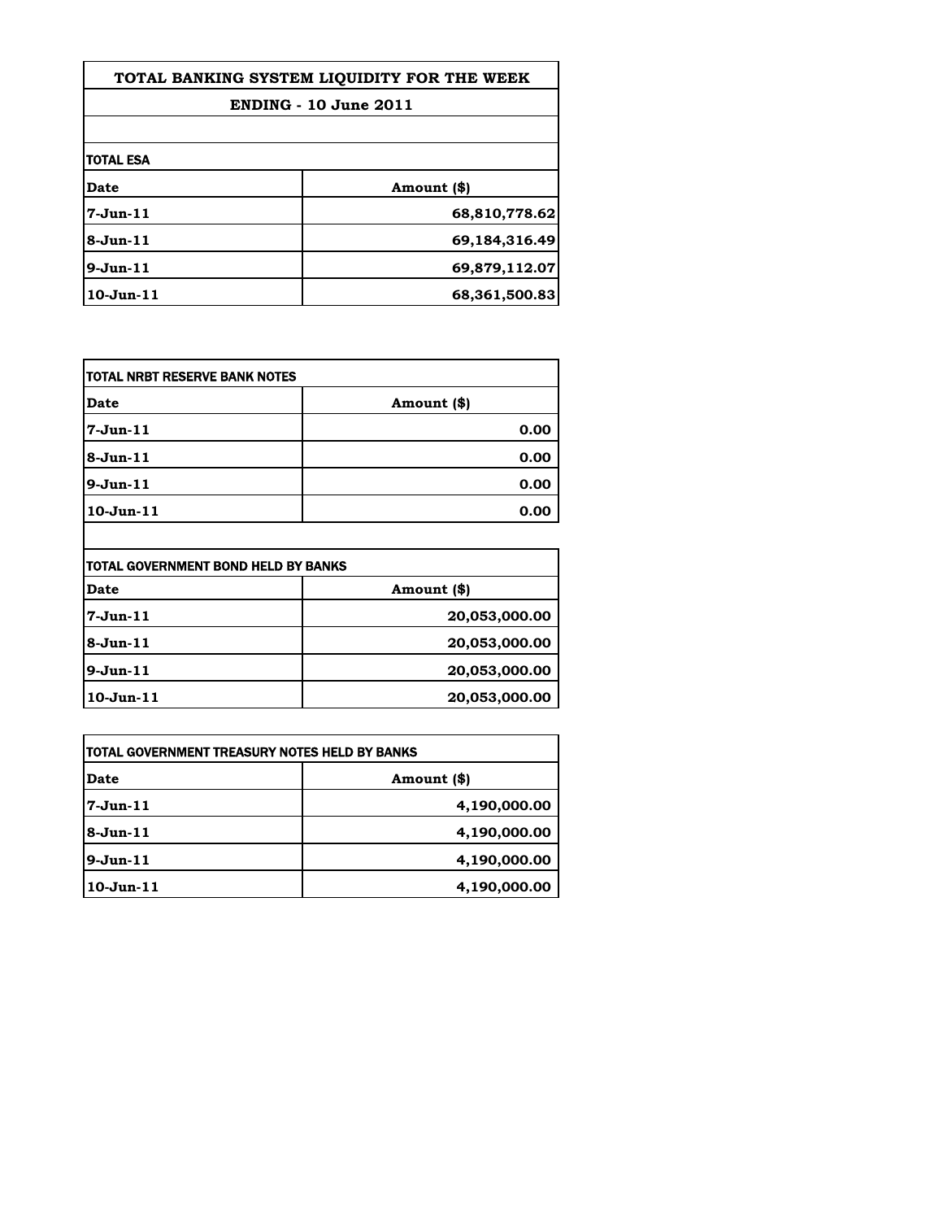# TOTAL BANKING SYSTEM LIQUIDITY FOR THE WEEK

## ENDING - 10 June 2011

**TOTAL ESA**

| Date | Amount ($) |
|---|---|
| 7-Jun-11 | 68,810,778.62 |
| 8-Jun-11 | 69,184,316.49 |
| 9-Jun-11 | 69,879,112.07 |
| 10-Jun-11 | 68,361,500.83 |

**TOTAL NRBT RESERVE BANK NOTES**

| Date | Amount ($) |
|---|---|
| 7-Jun-11 | 0.00 |
| 8-Jun-11 | 0.00 |
| 9-Jun-11 | 0.00 |
| 10-Jun-11 | 0.00 |

**TOTAL GOVERNMENT BOND HELD BY BANKS**

| Date | Amount ($) |
|---|---|
| 7-Jun-11 | 20,053,000.00 |
| 8-Jun-11 | 20,053,000.00 |
| 9-Jun-11 | 20,053,000.00 |
| 10-Jun-11 | 20,053,000.00 |

**TOTAL GOVERNMENT TREASURY NOTES HELD BY BANKS**

| Date | Amount ($) |
|---|---|
| 7-Jun-11 | 4,190,000.00 |
| 8-Jun-11 | 4,190,000.00 |
| 9-Jun-11 | 4,190,000.00 |
| 10-Jun-11 | 4,190,000.00 |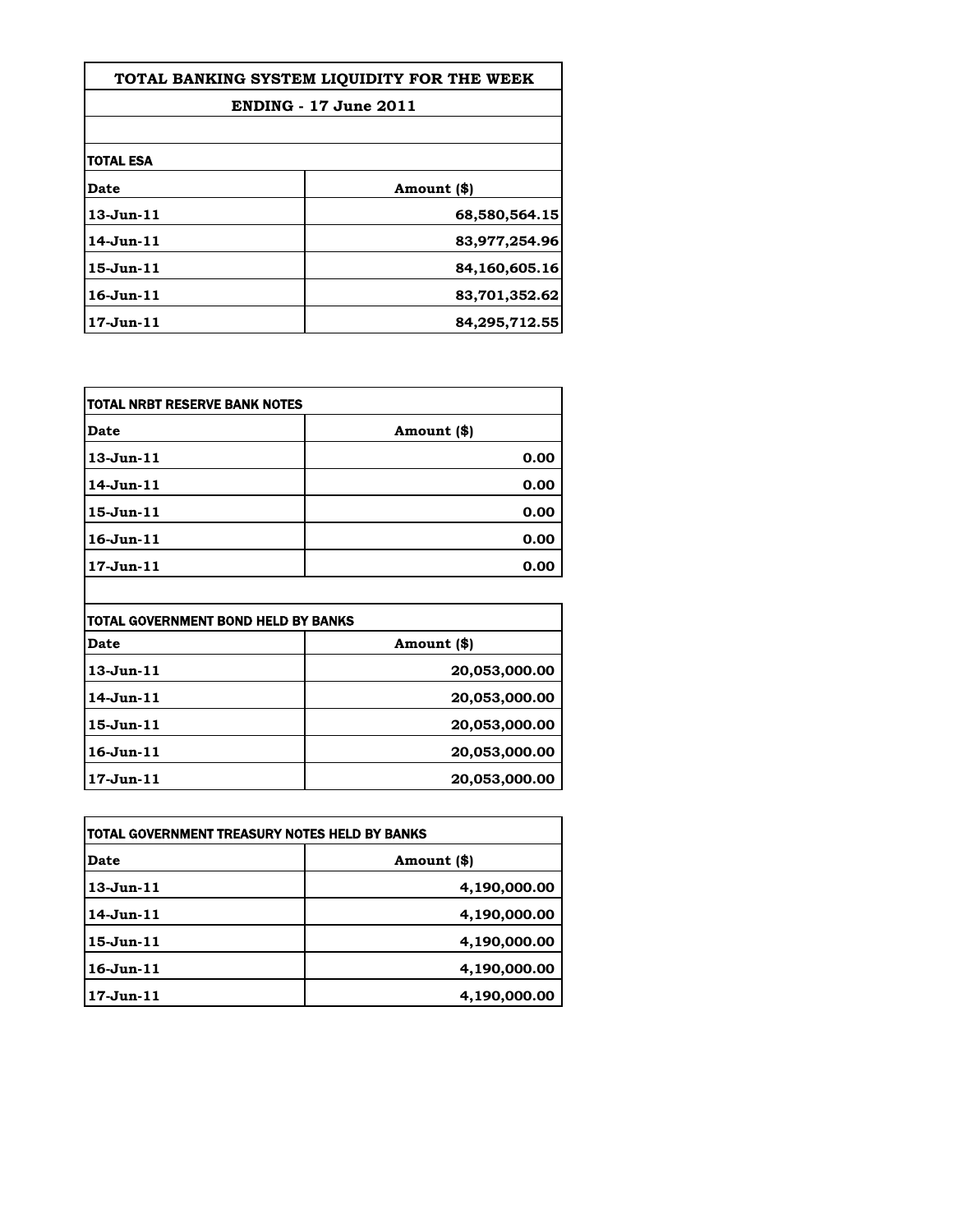# TOTAL BANKING SYSTEM LIQUIDITY FOR THE WEEK

## ENDING - 17 June 2011

| TOTAL ESA | |
|---|---|
| **Date** | **Amount ($)** |
| 13-Jun-11 | 68,580,564.15 |
| 14-Jun-11 | 83,977,254.96 |
| 15-Jun-11 | 84,160,605.16 |
| 16-Jun-11 | 83,701,352.62 |
| 17-Jun-11 | 84,295,712.55 |

| TOTAL NRBT RESERVE BANK NOTES | |
|---|---|
| **Date** | **Amount ($)** |
| 13-Jun-11 | 0.00 |
| 14-Jun-11 | 0.00 |
| 15-Jun-11 | 0.00 |
| 16-Jun-11 | 0.00 |
| 17-Jun-11 | 0.00 |

| TOTAL GOVERNMENT BOND HELD BY BANKS | |
|---|---|
| **Date** | **Amount ($)** |
| 13-Jun-11 | 20,053,000.00 |
| 14-Jun-11 | 20,053,000.00 |
| 15-Jun-11 | 20,053,000.00 |
| 16-Jun-11 | 20,053,000.00 |
| 17-Jun-11 | 20,053,000.00 |

| TOTAL GOVERNMENT TREASURY NOTES HELD BY BANKS | |
|---|---|
| **Date** | **Amount ($)** |
| 13-Jun-11 | 4,190,000.00 |
| 14-Jun-11 | 4,190,000.00 |
| 15-Jun-11 | 4,190,000.00 |
| 16-Jun-11 | 4,190,000.00 |
| 17-Jun-11 | 4,190,000.00 |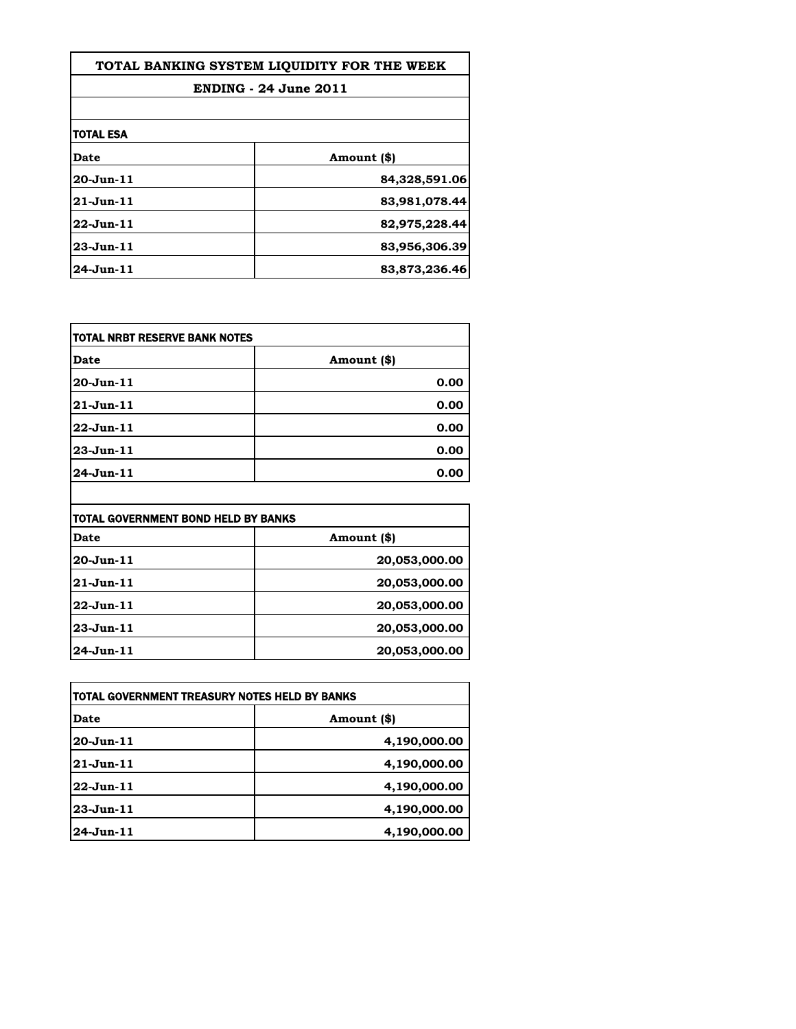## TOTAL BANKING SYSTEM LIQUIDITY FOR THE WEEK

### ENDING - 24 June 2011

**TOTAL ESA**

| Date | Amount ($) |
|---|---|
| 20-Jun-11 | 84,328,591.06 |
| 21-Jun-11 | 83,981,078.44 |
| 22-Jun-11 | 82,975,228.44 |
| 23-Jun-11 | 83,956,306.39 |
| 24-Jun-11 | 83,873,236.46 |

**TOTAL NRBT RESERVE BANK NOTES**

| Date | Amount ($) |
|---|---|
| 20-Jun-11 | 0.00 |
| 21-Jun-11 | 0.00 |
| 22-Jun-11 | 0.00 |
| 23-Jun-11 | 0.00 |
| 24-Jun-11 | 0.00 |

**TOTAL GOVERNMENT BOND HELD BY BANKS**

| Date | Amount ($) |
|---|---|
| 20-Jun-11 | 20,053,000.00 |
| 21-Jun-11 | 20,053,000.00 |
| 22-Jun-11 | 20,053,000.00 |
| 23-Jun-11 | 20,053,000.00 |
| 24-Jun-11 | 20,053,000.00 |

**TOTAL GOVERNMENT TREASURY NOTES HELD BY BANKS**

| Date | Amount ($) |
|---|---|
| 20-Jun-11 | 4,190,000.00 |
| 21-Jun-11 | 4,190,000.00 |
| 22-Jun-11 | 4,190,000.00 |
| 23-Jun-11 | 4,190,000.00 |
| 24-Jun-11 | 4,190,000.00 |